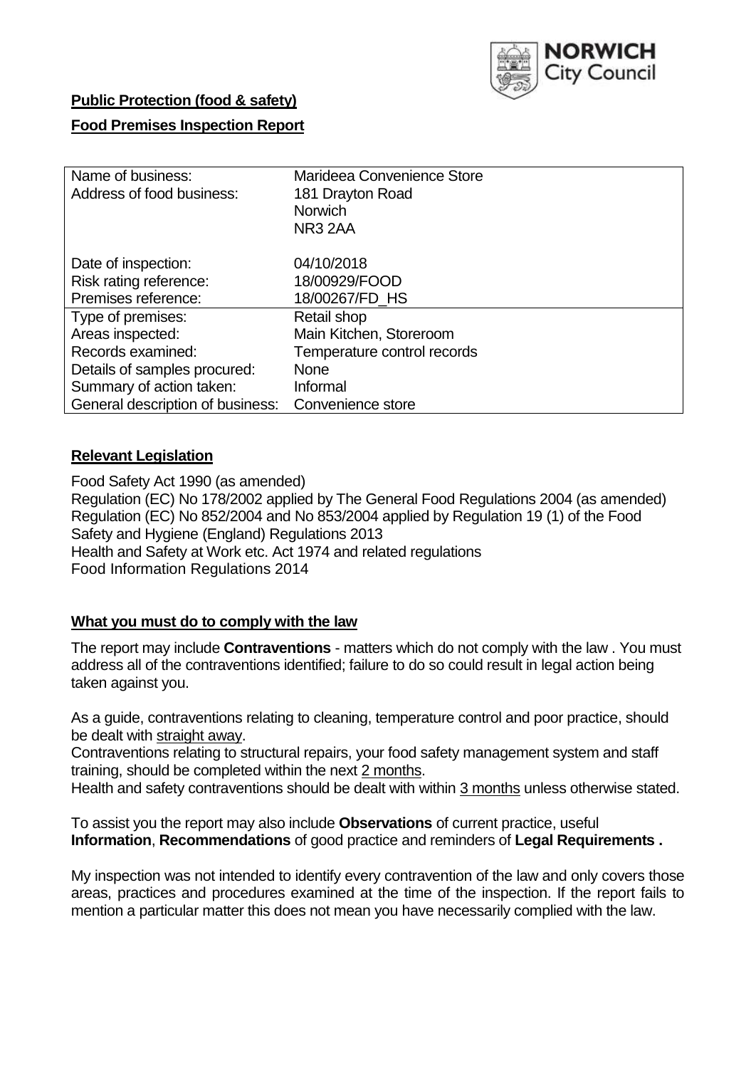**Public Protection (food & safety)**

**Food Premises Inspection Report**

| | |
|---|---|
| Name of business: | Marideea Convenience Store |
| Address of food business: | 181 Drayton Road<br>Norwich<br>NR3 2AA |
| Date of inspection: | 04/10/2018 |
| Risk rating reference: | 18/00929/FOOD |
| Premises reference: | 18/00267/FD_HS |
| Type of premises: | Retail shop |
| Areas inspected: | Main Kitchen, Storeroom |
| Records examined: | Temperature control records |
| Details of samples procured: | None |
| Summary of action taken: | Informal |
| General description of business: | Convenience store |

## **Relevant Legislation**

Food Safety Act 1990 (as amended)
Regulation (EC) No 178/2002 applied by The General Food Regulations 2004 (as amended)
Regulation (EC) No 852/2004 and No 853/2004 applied by Regulation 19 (1) of the Food Safety and Hygiene (England) Regulations 2013
Health and Safety at Work etc. Act 1974 and related regulations
Food Information Regulations 2014

## **What you must do to comply with the law**

The report may include **Contraventions** - matters which do not comply with the law . You must address all of the contraventions identified; failure to do so could result in legal action being taken against you.

As a guide, contraventions relating to cleaning, temperature control and poor practice, should be dealt with straight away.
Contraventions relating to structural repairs, your food safety management system and staff training, should be completed within the next 2 months.
Health and safety contraventions should be dealt with within 3 months unless otherwise stated.

To assist you the report may also include **Observations** of current practice, useful **Information**, **Recommendations** of good practice and reminders of **Legal Requirements .**

My inspection was not intended to identify every contravention of the law and only covers those areas, practices and procedures examined at the time of the inspection. If the report fails to mention a particular matter this does not mean you have necessarily complied with the law.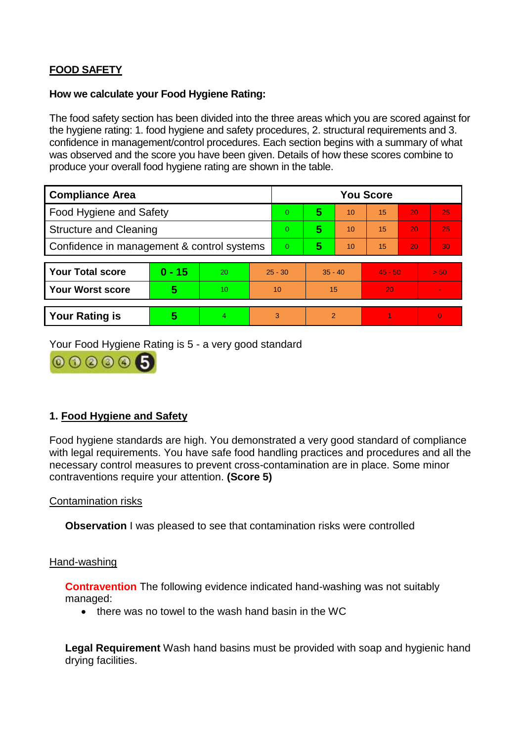**FOOD SAFETY**

**How we calculate your Food Hygiene Rating:**

The food safety section has been divided into the three areas which you are scored against for the hygiene rating: 1. food hygiene and safety procedures, 2. structural requirements and 3. confidence in management/control procedures. Each section begins with a summary of what was observed and the score you have been given. Details of how these scores combine to produce your overall food hygiene rating are shown in the table.

| Compliance Area | You Score | | | | | |
|---|---|---|---|---|---|---|
| Food Hygiene and Safety | 0 | **5** | 10 | 15 | 20 | 25 |
| Structure and Cleaning | 0 | **5** | 10 | 15 | 20 | 25 |
| Confidence in management & control systems | 0 | **5** | 10 | 15 | 20 | 30 |

| | | | | | | |
|---|---|---|---|---|---|---|
| **Your Total score** | **0 - 15** | 20 | 25 - 30 | 35 - 40 | 45 - 50 | > 50 |
| **Your Worst score** | **5** | 10 | 10 | 15 | 20 | - |

| | | | | | | |
|---|---|---|---|---|---|---|
| **Your Rating is** | **5** | 4 | 3 | 2 | 1 | 0 |

Your Food Hygiene Rating is 5 - a very good standard

## 1. Food Hygiene and Safety

Food hygiene standards are high. You demonstrated a very good standard of compliance with legal requirements. You have safe food handling practices and procedures and all the necessary control measures to prevent cross-contamination are in place. Some minor contraventions require your attention. **(Score 5)**

Contamination risks

**Observation** I was pleased to see that contamination risks were controlled

Hand-washing

**Contravention** The following evidence indicated hand-washing was not suitably managed:

- there was no towel to the wash hand basin in the WC

**Legal Requirement** Wash hand basins must be provided with soap and hygienic hand drying facilities.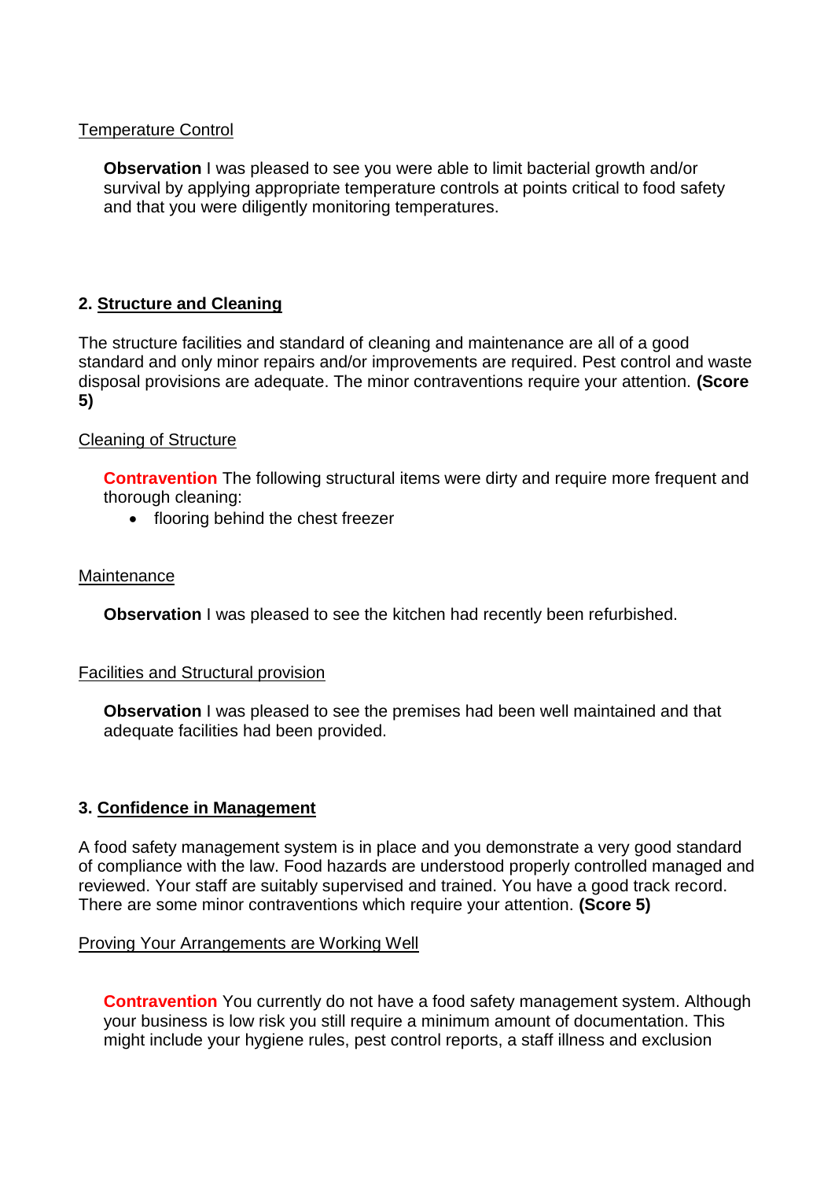Temperature Control

**Observation** I was pleased to see you were able to limit bacterial growth and/or survival by applying appropriate temperature controls at points critical to food safety and that you were diligently monitoring temperatures.

## 2. Structure and Cleaning

The structure facilities and standard of cleaning and maintenance are all of a good standard and only minor repairs and/or improvements are required. Pest control and waste disposal provisions are adequate. The minor contraventions require your attention. **(Score 5)**

Cleaning of Structure

**Contravention** The following structural items were dirty and require more frequent and thorough cleaning:

- flooring behind the chest freezer

Maintenance

**Observation** I was pleased to see the kitchen had recently been refurbished.

Facilities and Structural provision

**Observation** I was pleased to see the premises had been well maintained and that adequate facilities had been provided.

## 3. Confidence in Management

A food safety management system is in place and you demonstrate a very good standard of compliance with the law. Food hazards are understood properly controlled managed and reviewed. Your staff are suitably supervised and trained. You have a good track record. There are some minor contraventions which require your attention. **(Score 5)**

Proving Your Arrangements are Working Well

**Contravention** You currently do not have a food safety management system. Although your business is low risk you still require a minimum amount of documentation. This might include your hygiene rules, pest control reports, a staff illness and exclusion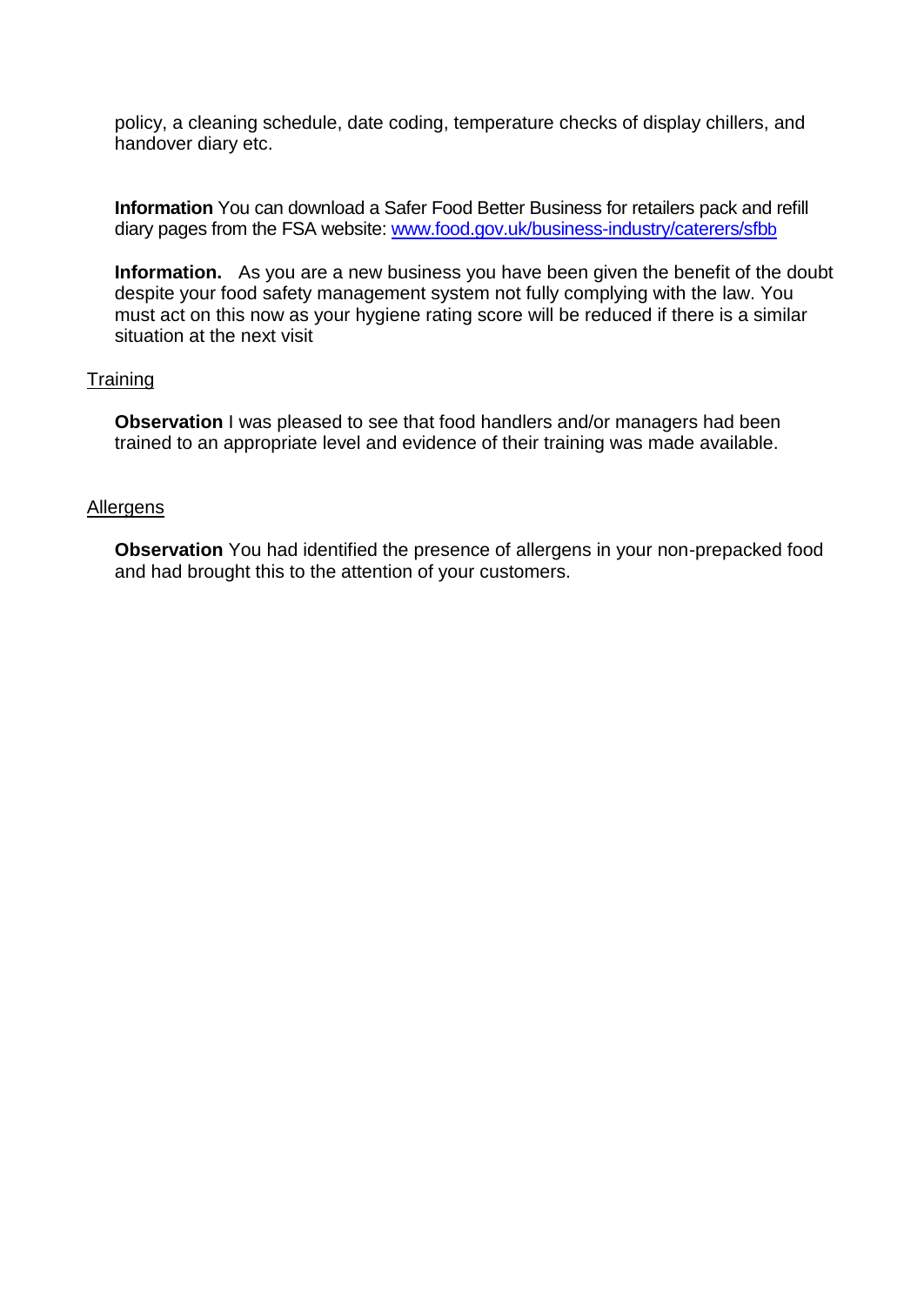policy, a cleaning schedule, date coding, temperature checks of display chillers, and handover diary etc.

**Information** You can download a Safer Food Better Business for retailers pack and refill diary pages from the FSA website: [www.food.gov.uk/business-industry/caterers/sfbb](www.food.gov.uk/business-industry/caterers/sfbb)

**Information.** As you are a new business you have been given the benefit of the doubt despite your food safety management system not fully complying with the law. You must act on this now as your hygiene rating score will be reduced if there is a similar situation at the next visit

<u>Training</u>

**Observation** I was pleased to see that food handlers and/or managers had been trained to an appropriate level and evidence of their training was made available.

<u>Allergens</u>

**Observation** You had identified the presence of allergens in your non-prepacked food and had brought this to the attention of your customers.